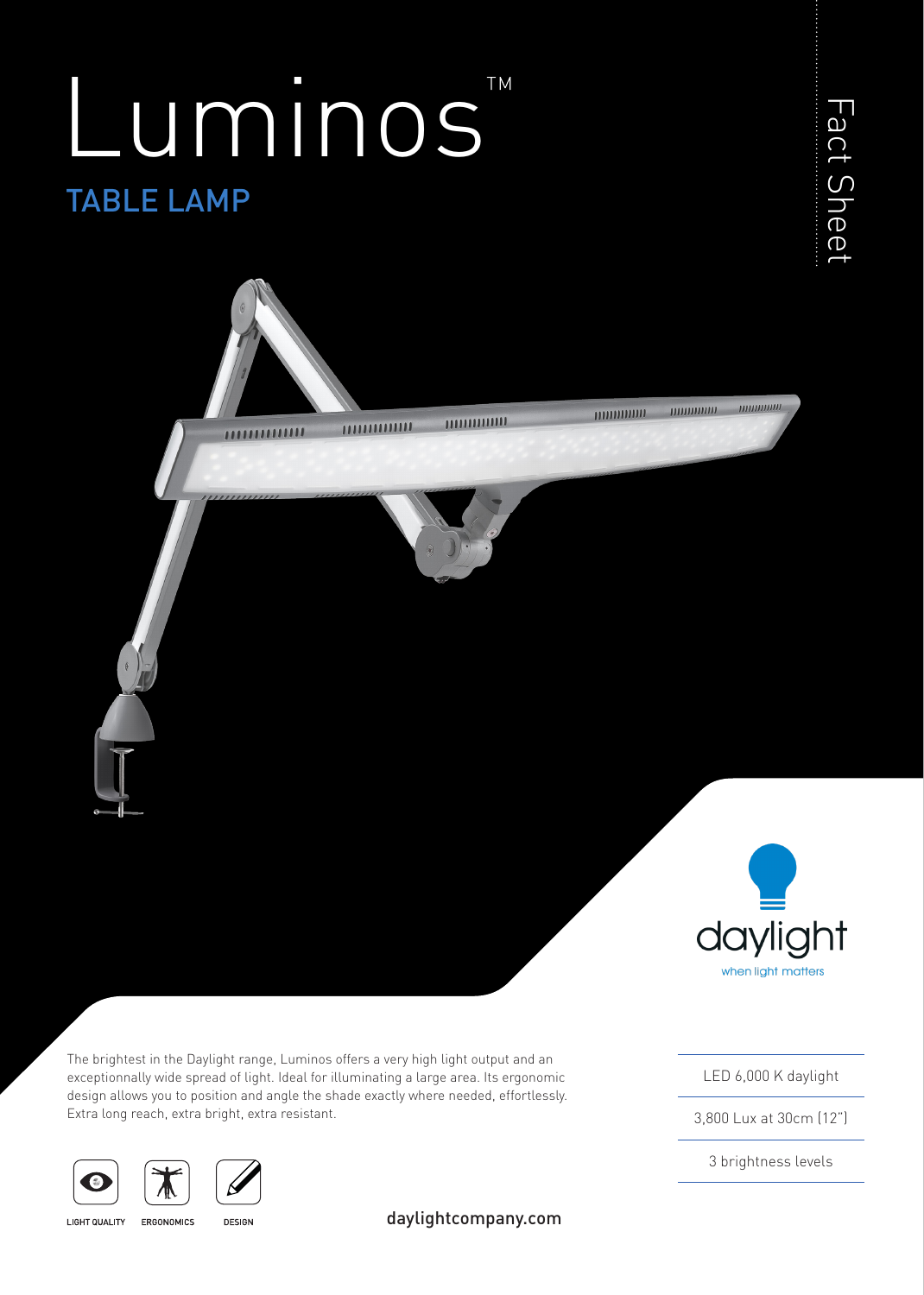# Luminos™

## TABLE LAMP

Fact Sheet

daylight

when light matters

The brightest in the Daylight range, Luminos offers a very high light output and an exceptionnally wide spread of light. Ideal for illuminating a large area. Its ergonomic design allows you to position and angle the shade exactly where needed, effortlessly. Extra long reach, extra bright, extra resistant.

- LED 6,000 K daylight
- 3,800 Lux at 30cm (12")
- 3 brightness levels

LIGHT QUALITY ERGONOMICS DESIGN

daylightcompany.com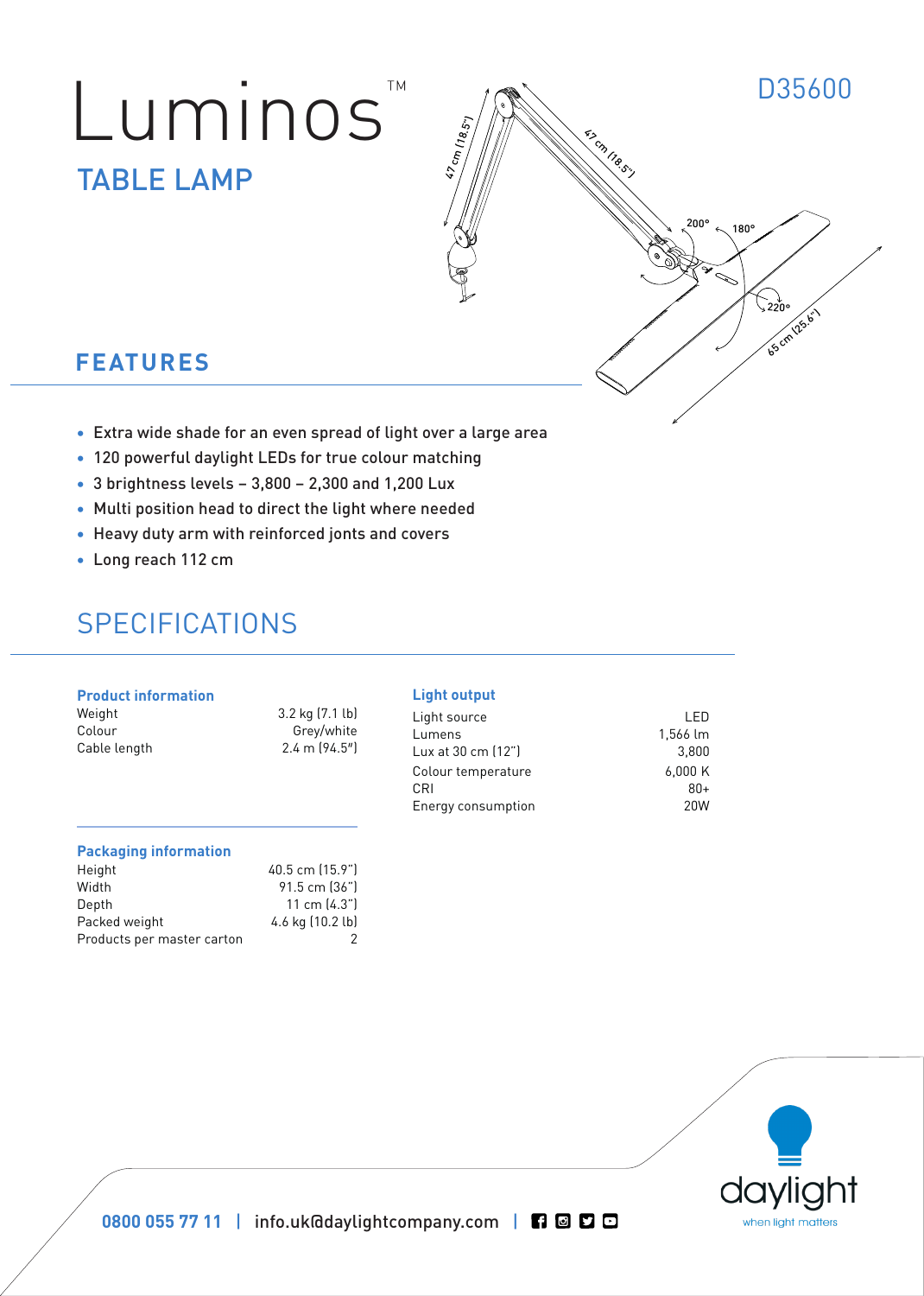# Luminos™

## TABLE LAMP

D35600

47 cm (18.5")
47 cm (18.5")
200°
180°
220°
65 cm (25.6")

## FEATURES

- Extra wide shade for an even spread of light over a large area
- 120 powerful daylight LEDs for true colour matching
- 3 brightness levels – 3,800 – 2,300 and 1,200 Lux
- Multi position head to direct the light where needed
- Heavy duty arm with reinforced jonts and covers
- Long reach 112 cm

## SPECIFICATIONS

### Product information

| | |
|---|---|
| Weight | 3.2 kg (7.1 lb) |
| Colour | Grey/white |
| Cable length | 2.4 m (94.5") |

### Light output

| | |
|---|---|
| Light source | LED |
| Lumens | 1,566 lm |
| Lux at 30 cm (12") | 3,800 |
| Colour temperature | 6,000 K |
| CRI | 80+ |
| Energy consumption | 20W |

### Packaging information

| | |
|---|---|
| Height | 40.5 cm (15.9") |
| Width | 91.5 cm (36") |
| Depth | 11 cm (4.3") |
| Packed weight | 4.6 kg (10.2 lb) |
| Products per master carton | 2 |

0800 055 77 11 | info.uk@daylightcompany.com |

daylight
when light matters